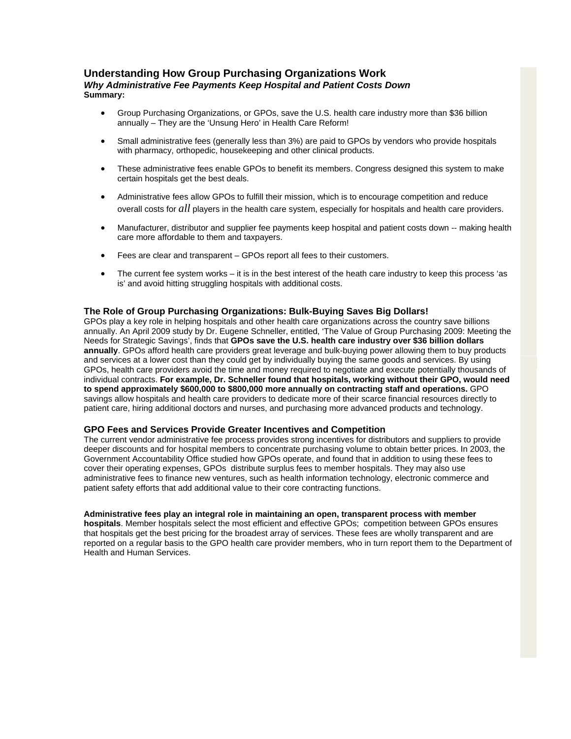# Understanding How Group Purchasing Organizations Work

***Why Administrative Fee Payments Keep Hospital and Patient Costs Down***

**Summary:**

- Group Purchasing Organizations, or GPOs, save the U.S. health care industry more than $36 billion annually – They are the 'Unsung Hero' in Health Care Reform!
- Small administrative fees (generally less than 3%) are paid to GPOs by vendors who provide hospitals with pharmacy, orthopedic, housekeeping and other clinical products.
- These administrative fees enable GPOs to benefit its members. Congress designed this system to make certain hospitals get the best deals.
- Administrative fees allow GPOs to fulfill their mission, which is to encourage competition and reduce overall costs for *all* players in the health care system, especially for hospitals and health care providers.
- Manufacturer, distributor and supplier fee payments keep hospital and patient costs down -- making health care more affordable to them and taxpayers.
- Fees are clear and transparent – GPOs report all fees to their customers.
- The current fee system works – it is in the best interest of the heath care industry to keep this process 'as is' and avoid hitting struggling hospitals with additional costs.

## The Role of Group Purchasing Organizations: Bulk-Buying Saves Big Dollars!

GPOs play a key role in helping hospitals and other health care organizations across the country save billions annually. An April 2009 study by Dr. Eugene Schneller, entitled, 'The Value of Group Purchasing 2009: Meeting the Needs for Strategic Savings', finds that **GPOs save the U.S. health care industry over $36 billion dollars annually**. GPOs afford health care providers great leverage and bulk-buying power allowing them to buy products and services at a lower cost than they could get by individually buying the same goods and services. By using GPOs, health care providers avoid the time and money required to negotiate and execute potentially thousands of individual contracts. **For example, Dr. Schneller found that hospitals, working without their GPO, would need to spend approximately $600,000 to $800,000 more annually on contracting staff and operations.** GPO savings allow hospitals and health care providers to dedicate more of their scarce financial resources directly to patient care, hiring additional doctors and nurses, and purchasing more advanced products and technology.

## GPO Fees and Services Provide Greater Incentives and Competition

The current vendor administrative fee process provides strong incentives for distributors and suppliers to provide deeper discounts and for hospital members to concentrate purchasing volume to obtain better prices. In 2003, the Government Accountability Office studied how GPOs operate, and found that in addition to using these fees to cover their operating expenses, GPOs distribute surplus fees to member hospitals. They may also use administrative fees to finance new ventures, such as health information technology, electronic commerce and patient safety efforts that add additional value to their core contracting functions.

**Administrative fees play an integral role in maintaining an open, transparent process with member hospitals**. Member hospitals select the most efficient and effective GPOs; competition between GPOs ensures that hospitals get the best pricing for the broadest array of services. These fees are wholly transparent and are reported on a regular basis to the GPO health care provider members, who in turn report them to the Department of Health and Human Services.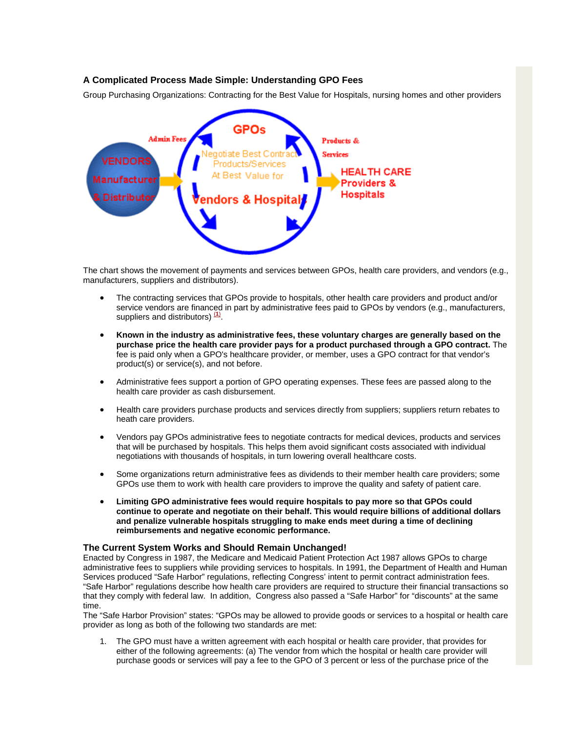### A Complicated Process Made Simple: Understanding GPO Fees

Group Purchasing Organizations: Contracting for the Best Value for Hospitals, nursing homes and other providers

The chart shows the movement of payments and services between GPOs, health care providers, and vendors (e.g., manufacturers, suppliers and distributors).

- The contracting services that GPOs provide to hospitals, other health care providers and product and/or service vendors are financed in part by administrative fees paid to GPOs by vendors (e.g., manufacturers, suppliers and distributors) [(1)].
- **Known in the industry as administrative fees, these voluntary charges are generally based on the purchase price the health care provider pays for a product purchased through a GPO contract.** The fee is paid only when a GPO's healthcare provider, or member, uses a GPO contract for that vendor's product(s) or service(s), and not before.
- Administrative fees support a portion of GPO operating expenses. These fees are passed along to the health care provider as cash disbursement.
- Health care providers purchase products and services directly from suppliers; suppliers return rebates to heath care providers.
- Vendors pay GPOs administrative fees to negotiate contracts for medical devices, products and services that will be purchased by hospitals. This helps them avoid significant costs associated with individual negotiations with thousands of hospitals, in turn lowering overall healthcare costs.
- Some organizations return administrative fees as dividends to their member health care providers; some GPOs use them to work with health care providers to improve the quality and safety of patient care.
- **Limiting GPO administrative fees would require hospitals to pay more so that GPOs could continue to operate and negotiate on their behalf. This would require billions of additional dollars and penalize vulnerable hospitals struggling to make ends meet during a time of declining reimbursements and negative economic performance.**

### The Current System Works and Should Remain Unchanged!

Enacted by Congress in 1987, the Medicare and Medicaid Patient Protection Act 1987 allows GPOs to charge administrative fees to suppliers while providing services to hospitals. In 1991, the Department of Health and Human Services produced "Safe Harbor" regulations, reflecting Congress' intent to permit contract administration fees. "Safe Harbor" regulations describe how health care providers are required to structure their financial transactions so that they comply with federal law. In addition, Congress also passed a "Safe Harbor" for "discounts" at the same time.

The "Safe Harbor Provision" states: "GPOs may be allowed to provide goods or services to a hospital or health care provider as long as both of the following two standards are met:

1. The GPO must have a written agreement with each hospital or health care provider, that provides for either of the following agreements: (a) The vendor from which the hospital or health care provider will purchase goods or services will pay a fee to the GPO of 3 percent or less of the purchase price of the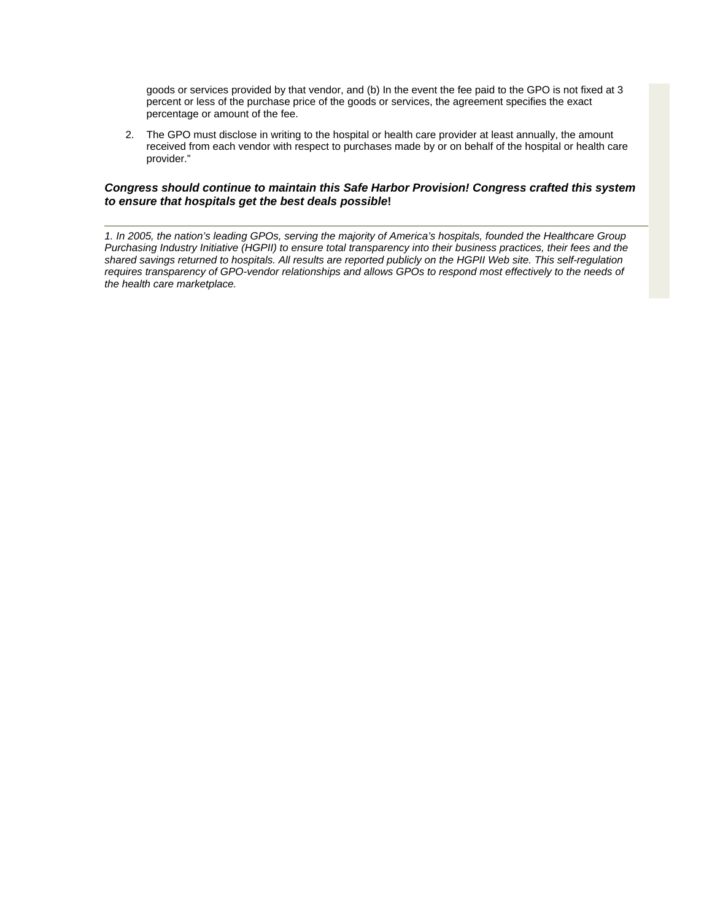goods or services provided by that vendor, and (b) In the event the fee paid to the GPO is not fixed at 3 percent or less of the purchase price of the goods or services, the agreement specifies the exact percentage or amount of the fee.

2. The GPO must disclose in writing to the hospital or health care provider at least annually, the amount received from each vendor with respect to purchases made by or on behalf of the hospital or health care provider."

***Congress should continue to maintain this Safe Harbor Provision! Congress crafted this system to ensure that hospitals get the best deals possible*!**

---

*1. In 2005, the nation's leading GPOs, serving the majority of America's hospitals, founded the Healthcare Group Purchasing Industry Initiative (HGPII) to ensure total transparency into their business practices, their fees and the shared savings returned to hospitals. All results are reported publicly on the HGPII Web site. This self-regulation requires transparency of GPO-vendor relationships and allows GPOs to respond most effectively to the needs of the health care marketplace.*